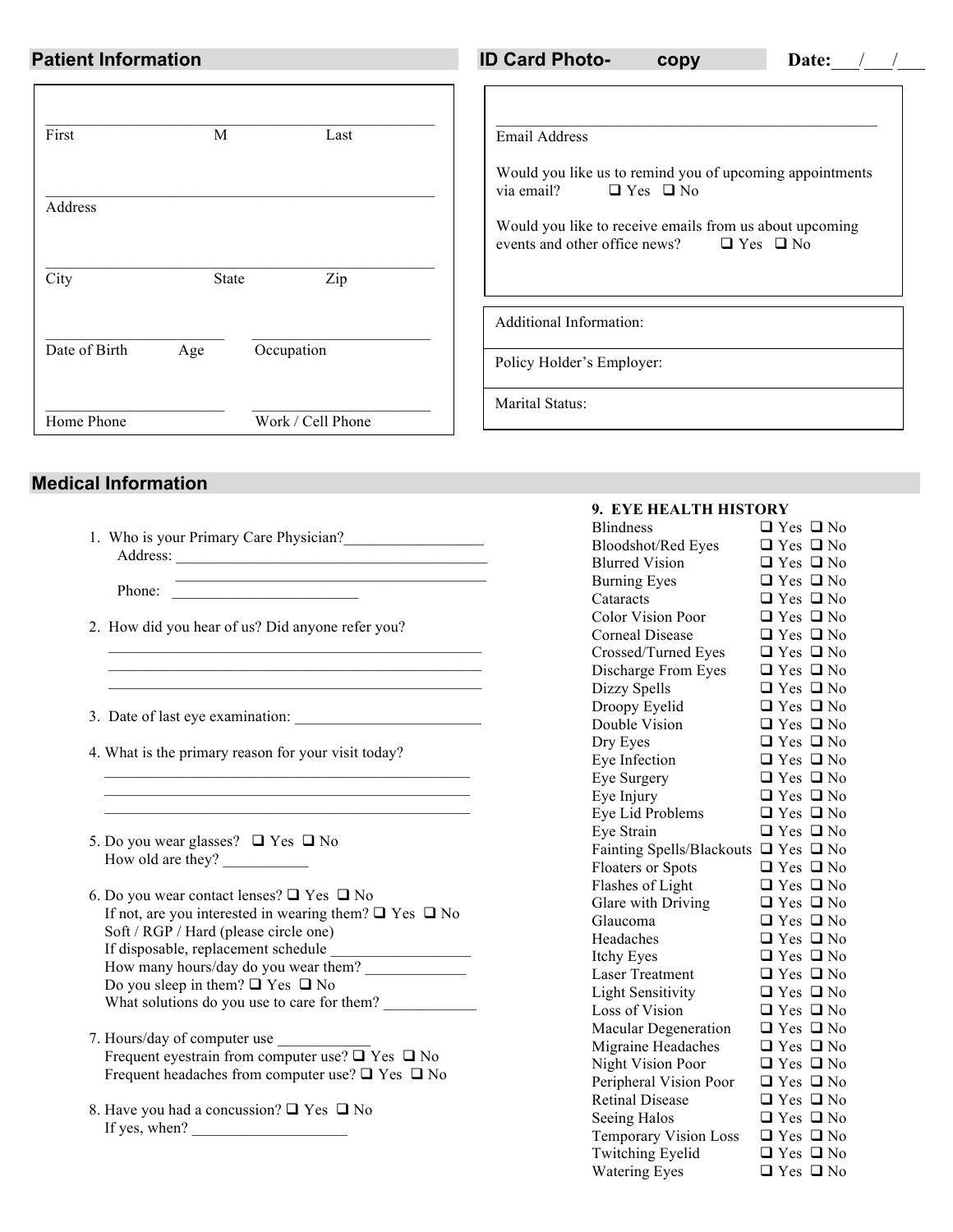## Patient Information

## ID Card Photo- copy

**Date:**___/___/___

_______________________________________________
First M Last

_______________________________________________
Address

_______________________________________________
City State Zip

______________________ ______________________
Date of Birth Age Occupation

______________________ ______________________
Home Phone Work / Cell Phone

_______________________________________________
Email Address

Would you like us to remind you of upcoming appointments via email? ❑ Yes ❑ No

Would you like to receive emails from us about upcoming events and other office news? ❑ Yes ❑ No

Additional Information:

Policy Holder's Employer:

Marital Status:

## Medical Information

1. Who is your Primary Care Physician?__________________
   Address: __________________________________________
   __________________________________________
   Phone: ________________________

2. How did you hear of us? Did anyone refer you?
   ______________________________________________
   ______________________________________________
   ______________________________________________

3. Date of last eye examination: ________________________

4. What is the primary reason for your visit today?
   ______________________________________________
   ______________________________________________
   ______________________________________________

5. Do you wear glasses? ❑ Yes ❑ No
   How old are they? ___________

6. Do you wear contact lenses? ❑ Yes ❑ No
   If not, are you interested in wearing them? ❑ Yes ❑ No
   Soft / RGP / Hard (please circle one)
   If disposable, replacement schedule __________________
   How many hours/day do you wear them? _____________
   Do you sleep in them? ❑ Yes ❑ No
   What solutions do you use to care for them? ____________

7. Hours/day of computer use ____________
   Frequent eyestrain from computer use? ❑ Yes ❑ No
   Frequent headaches from computer use? ❑ Yes ❑ No

8. Have you had a concussion? ❑ Yes ❑ No
   If yes, when? ____________________

**9. EYE HEALTH HISTORY**

| Condition | Response |
|---|---|
| Blindness | ❑ Yes ❑ No |
| Bloodshot/Red Eyes | ❑ Yes ❑ No |
| Blurred Vision | ❑ Yes ❑ No |
| Burning Eyes | ❑ Yes ❑ No |
| Cataracts | ❑ Yes ❑ No |
| Color Vision Poor | ❑ Yes ❑ No |
| Corneal Disease | ❑ Yes ❑ No |
| Crossed/Turned Eyes | ❑ Yes ❑ No |
| Discharge From Eyes | ❑ Yes ❑ No |
| Dizzy Spells | ❑ Yes ❑ No |
| Droopy Eyelid | ❑ Yes ❑ No |
| Double Vision | ❑ Yes ❑ No |
| Dry Eyes | ❑ Yes ❑ No |
| Eye Infection | ❑ Yes ❑ No |
| Eye Surgery | ❑ Yes ❑ No |
| Eye Injury | ❑ Yes ❑ No |
| Eye Lid Problems | ❑ Yes ❑ No |
| Eye Strain | ❑ Yes ❑ No |
| Fainting Spells/Blackouts | ❑ Yes ❑ No |
| Floaters or Spots | ❑ Yes ❑ No |
| Flashes of Light | ❑ Yes ❑ No |
| Glare with Driving | ❑ Yes ❑ No |
| Glaucoma | ❑ Yes ❑ No |
| Headaches | ❑ Yes ❑ No |
| Itchy Eyes | ❑ Yes ❑ No |
| Laser Treatment | ❑ Yes ❑ No |
| Light Sensitivity | ❑ Yes ❑ No |
| Loss of Vision | ❑ Yes ❑ No |
| Macular Degeneration | ❑ Yes ❑ No |
| Migraine Headaches | ❑ Yes ❑ No |
| Night Vision Poor | ❑ Yes ❑ No |
| Peripheral Vision Poor | ❑ Yes ❑ No |
| Retinal Disease | ❑ Yes ❑ No |
| Seeing Halos | ❑ Yes ❑ No |
| Temporary Vision Loss | ❑ Yes ❑ No |
| Twitching Eyelid | ❑ Yes ❑ No |
| Watering Eyes | ❑ Yes ❑ No |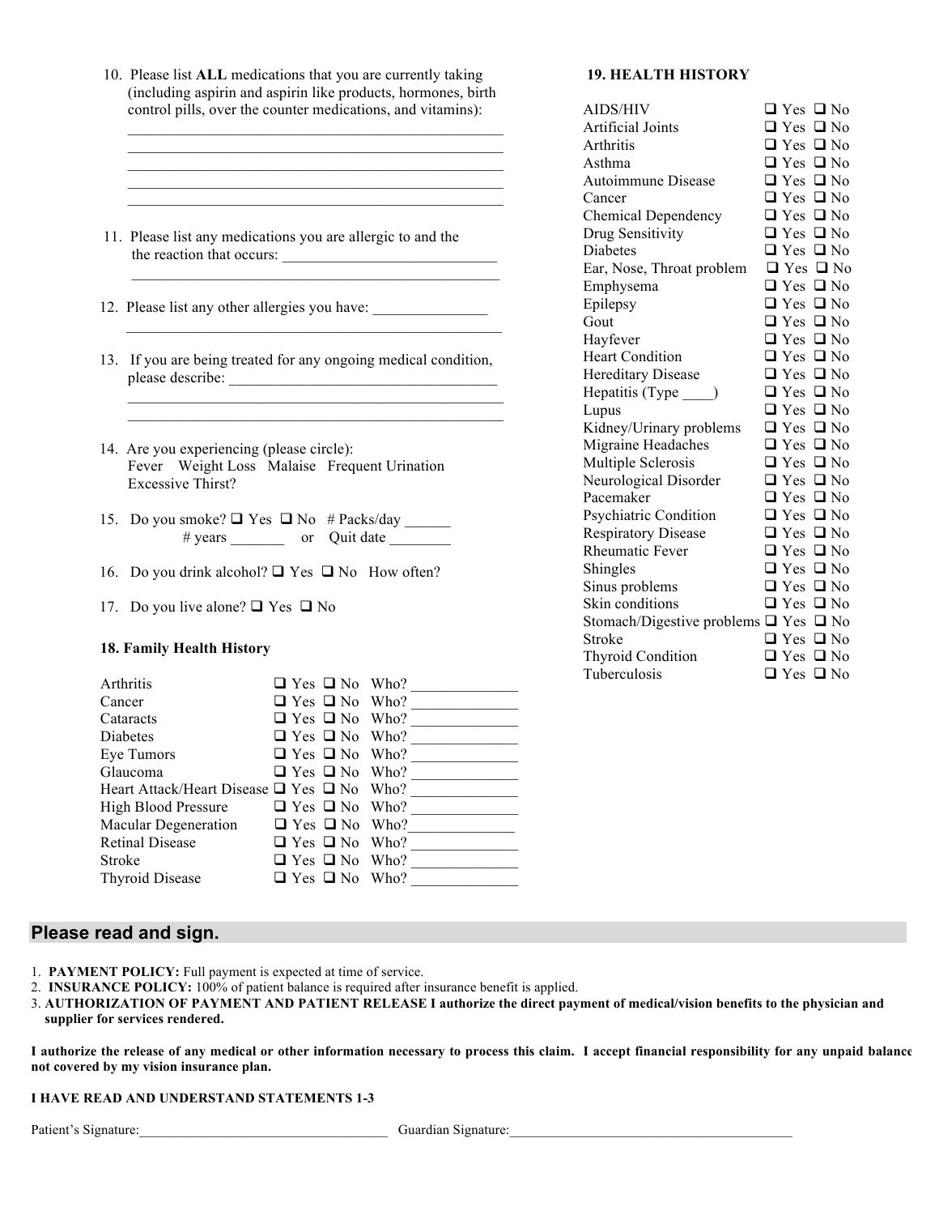10. Please list **ALL** medications that you are currently taking (including aspirin and aspirin like products, hormones, birth control pills, over the counter medications, and vitamins):

_______________________________________________
_______________________________________________
_______________________________________________
_______________________________________________
_______________________________________________

11. Please list any medications you are allergic to and the the reaction that occurs: ___________________________
_______________________________________________

12. Please list any other allergies you have: _______________
_______________________________________________

13. If you are being treated for any ongoing medical condition, please describe: ___________________________________
_______________________________________________
_______________________________________________

14. Are you experiencing (please circle):
Fever Weight Loss Malaise Frequent Urination Excessive Thirst?

15. Do you smoke? ❑ Yes ❑ No # Packs/day ______
# years _______ or Quit date ________

16. Do you drink alcohol? ❑ Yes ❑ No How often?

17. Do you live alone? ❑ Yes ❑ No

**18. Family Health History**

| | | |
|---|---|---|
| Arthritis | ❑ Yes ❑ No | Who? _____________ |
| Cancer | ❑ Yes ❑ No | Who? _____________ |
| Cataracts | ❑ Yes ❑ No | Who? _____________ |
| Diabetes | ❑ Yes ❑ No | Who? _____________ |
| Eye Tumors | ❑ Yes ❑ No | Who? _____________ |
| Glaucoma | ❑ Yes ❑ No | Who? _____________ |
| Heart Attack/Heart Disease | ❑ Yes ❑ No | Who? _____________ |
| High Blood Pressure | ❑ Yes ❑ No | Who? _____________ |
| Macular Degeneration | ❑ Yes ❑ No | Who?_____________ |
| Retinal Disease | ❑ Yes ❑ No | Who? _____________ |
| Stroke | ❑ Yes ❑ No | Who? _____________ |
| Thyroid Disease | ❑ Yes ❑ No | Who? _____________ |

**19. HEALTH HISTORY**

| | |
|---|---|
| AIDS/HIV | ❑ Yes ❑ No |
| Artificial Joints | ❑ Yes ❑ No |
| Arthritis | ❑ Yes ❑ No |
| Asthma | ❑ Yes ❑ No |
| Autoimmune Disease | ❑ Yes ❑ No |
| Cancer | ❑ Yes ❑ No |
| Chemical Dependency | ❑ Yes ❑ No |
| Drug Sensitivity | ❑ Yes ❑ No |
| Diabetes | ❑ Yes ❑ No |
| Ear, Nose, Throat problem | ❑ Yes ❑ No |
| Emphysema | ❑ Yes ❑ No |
| Epilepsy | ❑ Yes ❑ No |
| Gout | ❑ Yes ❑ No |
| Hayfever | ❑ Yes ❑ No |
| Heart Condition | ❑ Yes ❑ No |
| Hereditary Disease | ❑ Yes ❑ No |
| Hepatitis (Type ____) | ❑ Yes ❑ No |
| Lupus | ❑ Yes ❑ No |
| Kidney/Urinary problems | ❑ Yes ❑ No |
| Migraine Headaches | ❑ Yes ❑ No |
| Multiple Sclerosis | ❑ Yes ❑ No |
| Neurological Disorder | ❑ Yes ❑ No |
| Pacemaker | ❑ Yes ❑ No |
| Psychiatric Condition | ❑ Yes ❑ No |
| Respiratory Disease | ❑ Yes ❑ No |
| Rheumatic Fever | ❑ Yes ❑ No |
| Shingles | ❑ Yes ❑ No |
| Sinus problems | ❑ Yes ❑ No |
| Skin conditions | ❑ Yes ❑ No |
| Stomach/Digestive problems | ❑ Yes ❑ No |
| Stroke | ❑ Yes ❑ No |
| Thyroid Condition | ❑ Yes ❑ No |
| Tuberculosis | ❑ Yes ❑ No |

## Please read and sign.

1. **PAYMENT POLICY:** Full payment is expected at time of service.
2. **INSURANCE POLICY:** 100% of patient balance is required after insurance benefit is applied.
3. **AUTHORIZATION OF PAYMENT AND PATIENT RELEASE I authorize the direct payment of medical/vision benefits to the physician and supplier for services rendered.**

**I authorize the release of any medical or other information necessary to process this claim. I accept financial responsibility for any unpaid balance not covered by my vision insurance plan.**

**I HAVE READ AND UNDERSTAND STATEMENTS 1-3**

Patient's Signature:___________________________________ Guardian Signature:_________________________________________